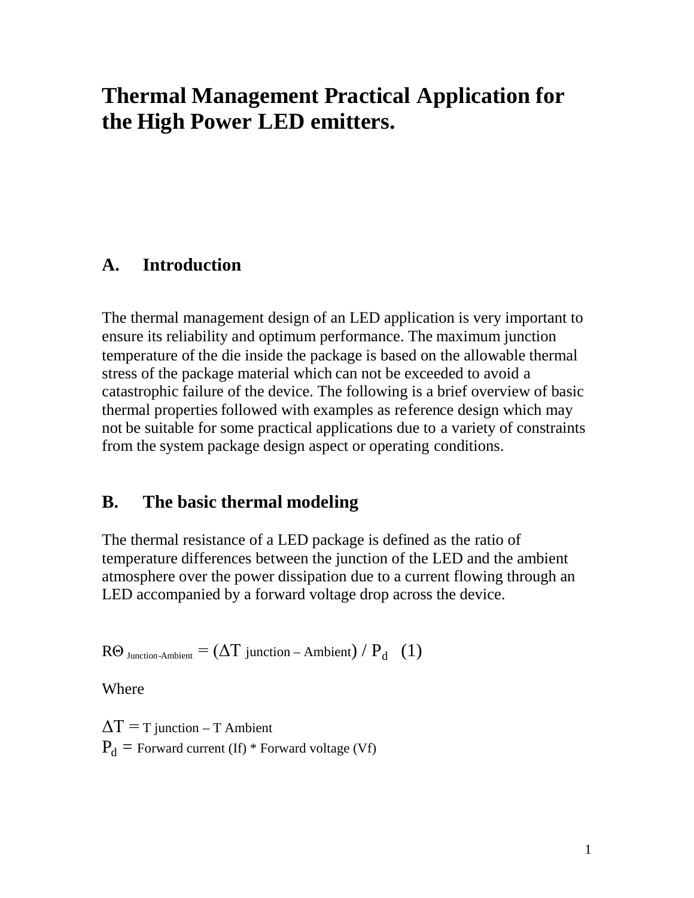# Thermal Management Practical Application for the High Power LED emitters.

## A. Introduction

The thermal management design of an LED application is very important to ensure its reliability and optimum performance. The maximum junction temperature of the die inside the package is based on the allowable thermal stress of the package material which can not be exceeded to avoid a catastrophic failure of the device. The following is a brief overview of basic thermal properties followed with examples as reference design which may not be suitable for some practical applications due to a variety of constraints from the system package design aspect or operating conditions.

## B. The basic thermal modeling

The thermal resistance of a LED package is defined as the ratio of temperature differences between the junction of the LED and the ambient atmosphere over the power dissipation due to a current flowing through an LED accompanied by a forward voltage drop across the device.

$$R\Theta_{\text{Junction-Ambient}} = (\Delta T_{\text{junction – Ambient}}) / P_d \quad (1)$$

Where

$\Delta T = T_{\text{junction}} - T_{\text{Ambient}}$

$P_d$ = Forward current (If) * Forward voltage (Vf)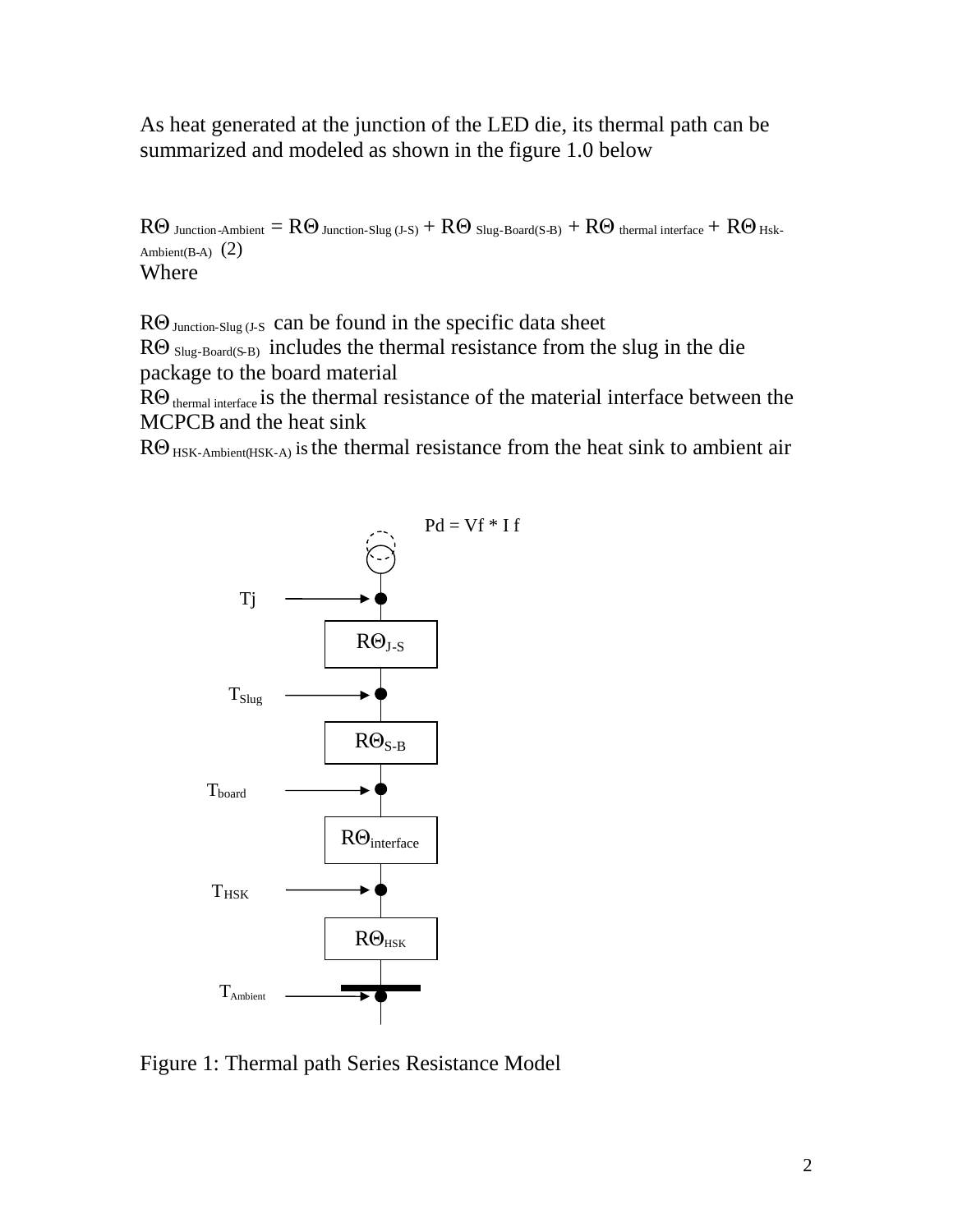As heat generated at the junction of the LED die, its thermal path can be summarized and modeled as shown in the figure 1.0 below

$R\Theta_{\text{Junction-Ambient}} = R\Theta_{\text{Junction-Slug (J-S)}} + R\Theta_{\text{Slug-Board(S-B)}} + R\Theta_{\text{thermal interface}} + R\Theta_{\text{Hsk-Ambient(B-A)}}$ (2)

Where

$R\Theta_{\text{Junction-Slug (J-S}}$ can be found in the specific data sheet

$R\Theta_{\text{Slug-Board(S-B)}}$ includes the thermal resistance from the slug in the die package to the board material

$R\Theta_{\text{thermal interface}}$ is the thermal resistance of the material interface between the MCPCB and the heat sink

$R\Theta_{\text{HSK-Ambient(HSK-A)}}$ is the thermal resistance from the heat sink to ambient air

Pd = Vf * I f

$T_j$ → $R\Theta_{J\text{-}S}$

$T_{Slug}$ → $R\Theta_{S\text{-}B}$

$T_{board}$ → $R\Theta_{interface}$

$T_{HSK}$ → $R\Theta_{HSK}$

$T_{Ambient}$

Figure 1: Thermal path Series Resistance Model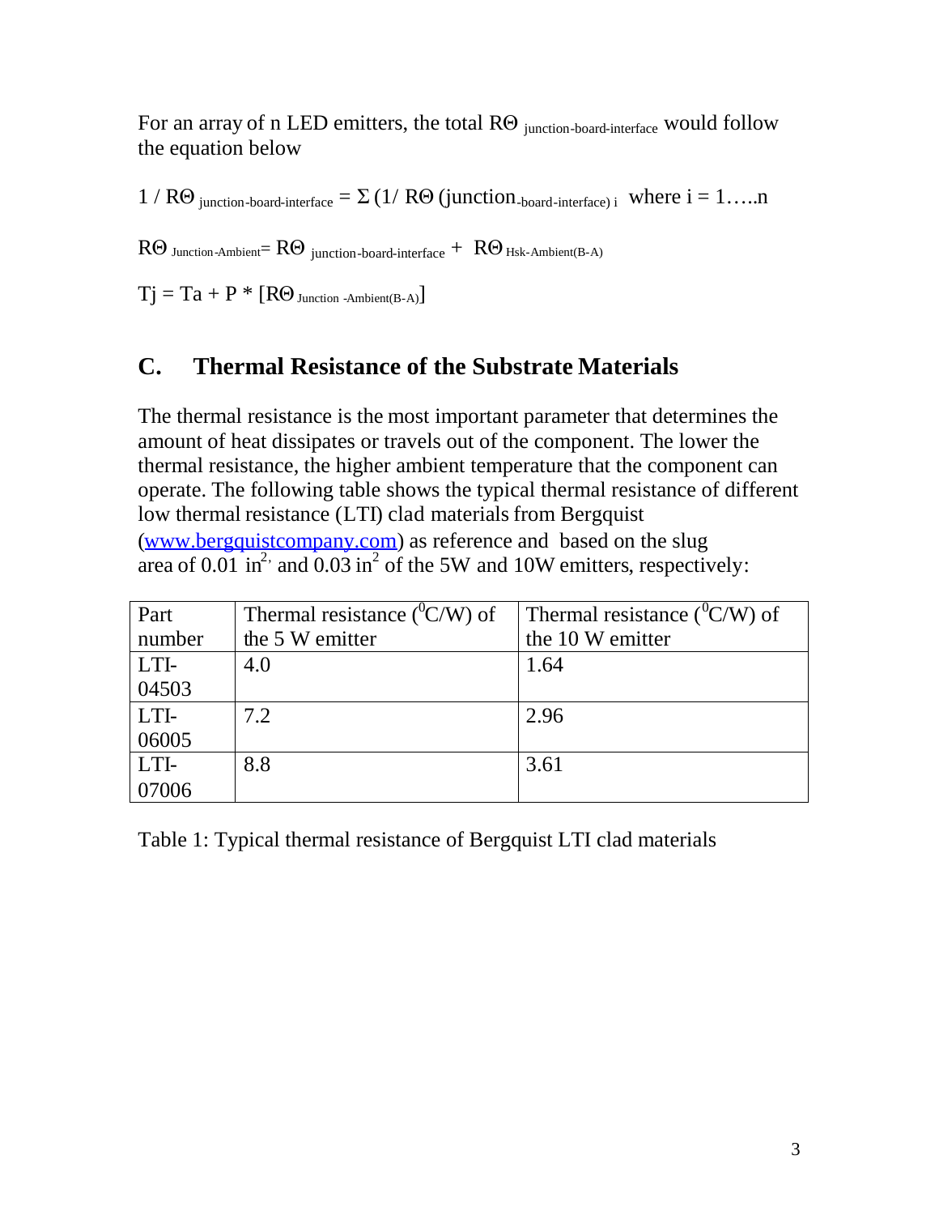For an array of n LED emitters, the total $R\Theta_{\text{junction-board-interface}}$ would follow the equation below

$$1 / R\Theta_{\text{junction-board-interface}} = \Sigma (1/ R\Theta (\text{junction}_{\text{-board-interface}})_i \quad \text{where } i = 1\ldots..n$$

$$R\Theta_{\text{Junction-Ambient}} = R\Theta_{\text{junction-board-interface}} + R\Theta_{\text{Hsk-Ambient(B-A)}}$$

$$Tj = Ta + P * [R\Theta_{\text{Junction -Ambient(B-A)}}]$$

## C. Thermal Resistance of the Substrate Materials

The thermal resistance is the most important parameter that determines the amount of heat dissipates or travels out of the component. The lower the thermal resistance, the higher ambient temperature that the component can operate. The following table shows the typical thermal resistance of different low thermal resistance (LTI) clad materials from Bergquist (www.bergquistcompany.com) as reference and based on the slug area of 0.01 $in^2$, and 0.03 $in^2$ of the 5W and 10W emitters, respectively:

| Part number | Thermal resistance ($^0C/W$) of the 5 W emitter | Thermal resistance ($^0C/W$) of the 10 W emitter |
|---|---|---|
| LTI-04503 | 4.0 | 1.64 |
| LTI-06005 | 7.2 | 2.96 |
| LTI-07006 | 8.8 | 3.61 |

Table 1: Typical thermal resistance of Bergquist LTI clad materials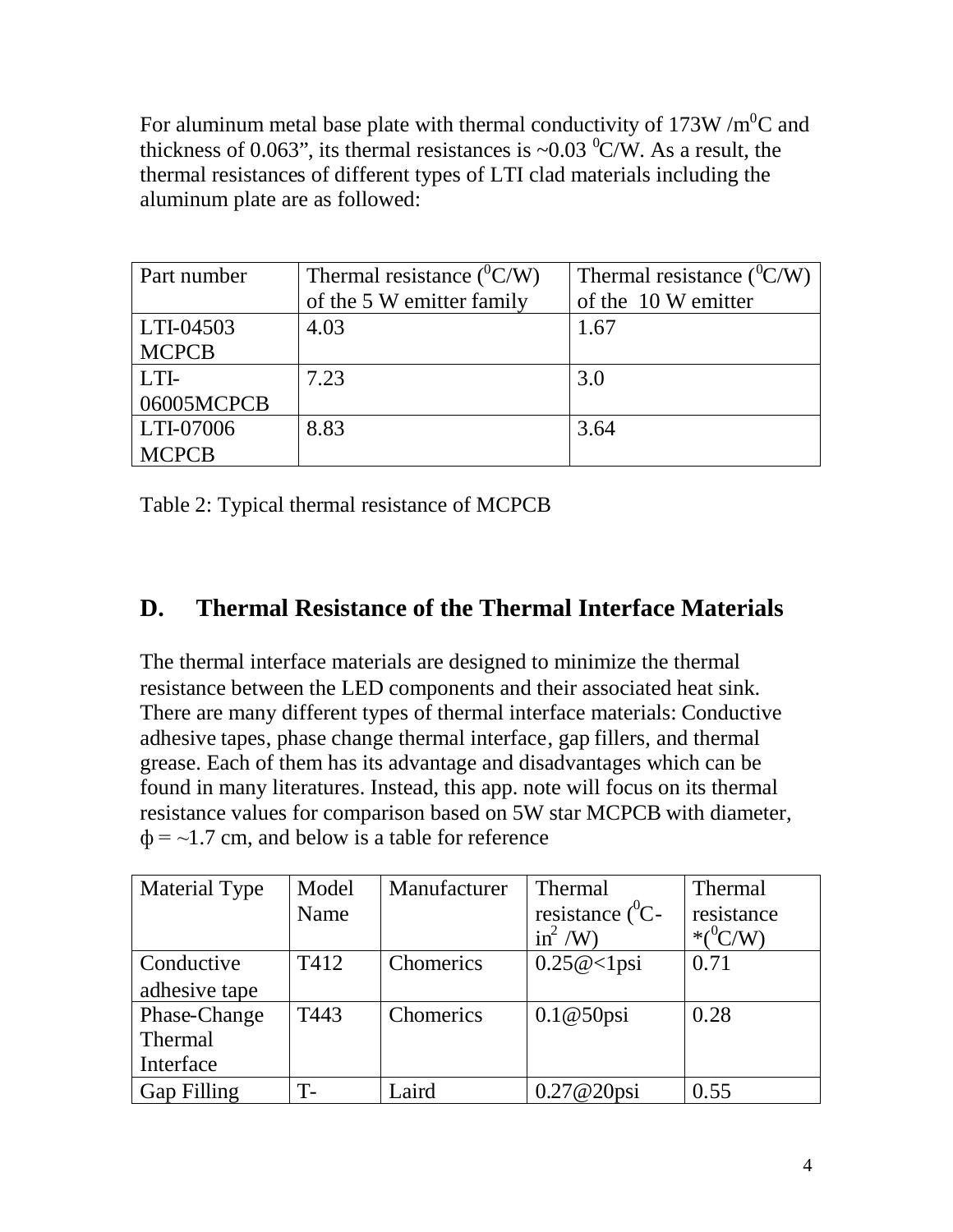For aluminum metal base plate with thermal conductivity of 173W /m$^0$C and thickness of 0.063", its thermal resistances is ~0.03 $^0$C/W. As a result, the thermal resistances of different types of LTI clad materials including the aluminum plate are as followed:

| Part number | Thermal resistance ($^0$C/W) of the 5 W emitter family | Thermal resistance ($^0$C/W) of the 10 W emitter |
|---|---|---|
| LTI-04503 MCPCB | 4.03 | 1.67 |
| LTI-06005MCPCB | 7.23 | 3.0 |
| LTI-07006 MCPCB | 8.83 | 3.64 |

Table 2: Typical thermal resistance of MCPCB

## D. Thermal Resistance of the Thermal Interface Materials

The thermal interface materials are designed to minimize the thermal resistance between the LED components and their associated heat sink. There are many different types of thermal interface materials: Conductive adhesive tapes, phase change thermal interface, gap fillers, and thermal grease. Each of them has its advantage and disadvantages which can be found in many literatures. Instead, this app. note will focus on its thermal resistance values for comparison based on 5W star MCPCB with diameter, ф = ~1.7 cm, and below is a table for reference

| Material Type | Model Name | Manufacturer | Thermal resistance ($^0$C-in$^2$ /W) | Thermal resistance *($^0$C/W) |
|---|---|---|---|---|
| Conductive adhesive tape | T412 | Chomerics | 0.25@<1psi | 0.71 |
| Phase-Change Thermal Interface | T443 | Chomerics | 0.1@50psi | 0.28 |
| Gap Filling | T- | Laird | 0.27@20psi | 0.55 |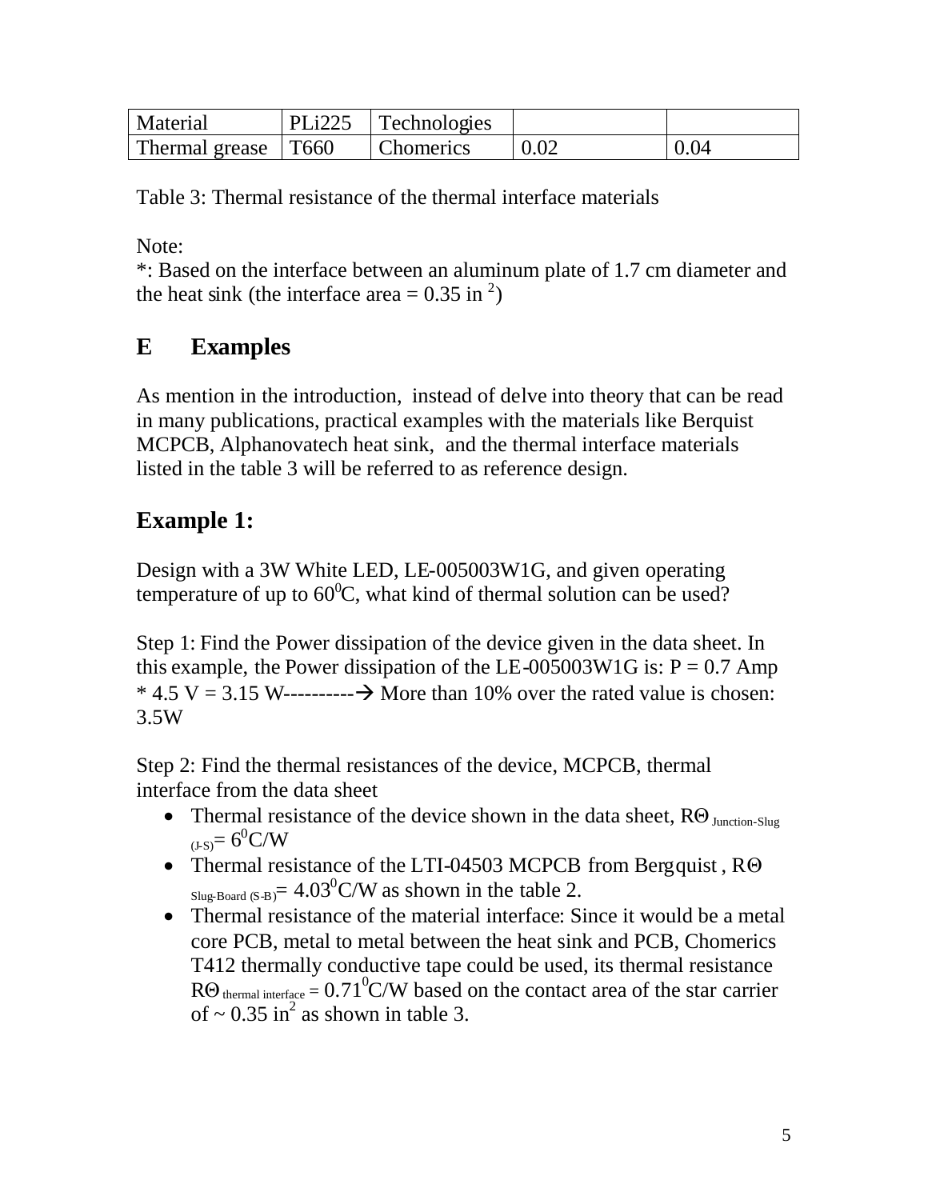| Material | PLi225 | Technologies | | |
| --- | --- | --- | --- | --- |
| Thermal grease | T660 | Chomerics | 0.02 | 0.04 |

Table 3: Thermal resistance of the thermal interface materials

Note:
*: Based on the interface between an aluminum plate of 1.7 cm diameter and the heat sink (the interface area = 0.35 in $^2$)

## E Examples

As mention in the introduction, instead of delve into theory that can be read in many publications, practical examples with the materials like Berquist MCPCB, Alphanovatech heat sink, and the thermal interface materials listed in the table 3 will be referred to as reference design.

## Example 1:

Design with a 3W White LED, LE-005003W1G, and given operating temperature of up to $60^0$C, what kind of thermal solution can be used?

Step 1: Find the Power dissipation of the device given in the data sheet. In this example, the Power dissipation of the LE-005003W1G is: P = 0.7 Amp * 4.5 V = 3.15 W----------→ More than 10% over the rated value is chosen: 3.5W

Step 2: Find the thermal resistances of the device, MCPCB, thermal interface from the data sheet

- Thermal resistance of the device shown in the data sheet, $R\Theta_{\text{Junction-Slug (J-S)}} = 6^0$C/W
- Thermal resistance of the LTI-04503 MCPCB from Bergquist , $R\Theta_{\text{Slug-Board (S-B)}} = 4.03^0$C/W as shown in the table 2.
- Thermal resistance of the material interface: Since it would be a metal core PCB, metal to metal between the heat sink and PCB, Chomerics T412 thermally conductive tape could be used, its thermal resistance $R\Theta_{\text{thermal interface}} = 0.71^0$C/W based on the contact area of the star carrier of ~ 0.35 in$^2$ as shown in table 3.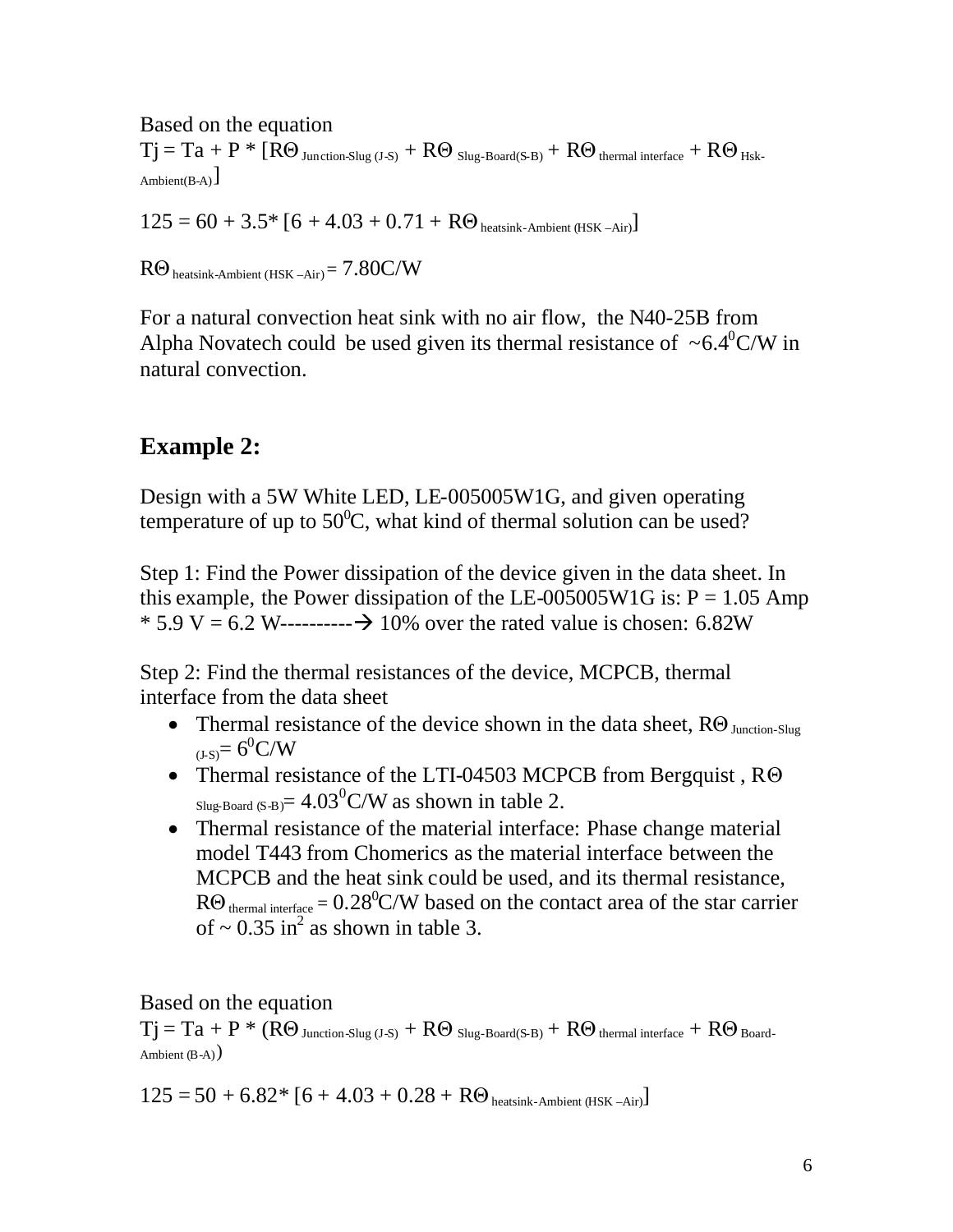Based on the equation

$$Tj = Ta + P * [R\Theta_{Junction\text{-}Slug\ (J\text{-}S)} + R\Theta_{Slug\text{-}Board(S\text{-}B)} + R\Theta_{thermal\ interface} + R\Theta_{Hsk\text{-}Ambient(B\text{-}A)}]$$

$$125 = 60 + 3.5 * [6 + 4.03 + 0.71 + R\Theta_{heatsink\text{-}Ambient\ (HSK\ –Air)}]$$

$$R\Theta_{heatsink\text{-}Ambient\ (HSK\ –Air)} = 7.80C/W$$

For a natural convection heat sink with no air flow, the N40-25B from Alpha Novatech could be used given its thermal resistance of $\sim 6.4^0C/W$ in natural convection.

## Example 2:

Design with a 5W White LED, LE-005005W1G, and given operating temperature of up to $50^0C$, what kind of thermal solution can be used?

Step 1: Find the Power dissipation of the device given in the data sheet. In this example, the Power dissipation of the LE-005005W1G is: P = 1.05 Amp * 5.9 V = 6.2 W----------→ 10% over the rated value is chosen: 6.82W

Step 2: Find the thermal resistances of the device, MCPCB, thermal interface from the data sheet

- Thermal resistance of the device shown in the data sheet, $R\Theta_{Junction\text{-}Slug\ (J\text{-}S)} = 6^0C/W$
- Thermal resistance of the LTI-04503 MCPCB from Bergquist , $R\Theta_{Slug\text{-}Board\ (S\text{-}B)} = 4.03^0C/W$ as shown in table 2.
- Thermal resistance of the material interface: Phase change material model T443 from Chomerics as the material interface between the MCPCB and the heat sink could be used, and its thermal resistance, $R\Theta_{thermal\ interface} = 0.28^0C/W$ based on the contact area of the star carrier of $\sim 0.35\ in^2$ as shown in table 3.

Based on the equation

$$Tj = Ta + P * (R\Theta_{Junction\text{-}Slug\ (J\text{-}S)} + R\Theta_{Slug\text{-}Board(S\text{-}B)} + R\Theta_{thermal\ interface} + R\Theta_{Board\text{-}Ambient\ (B\text{-}A)})$$

$$125 = 50 + 6.82 * [6 + 4.03 + 0.28 + R\Theta_{heatsink\text{-}Ambient\ (HSK\ –Air)}]$$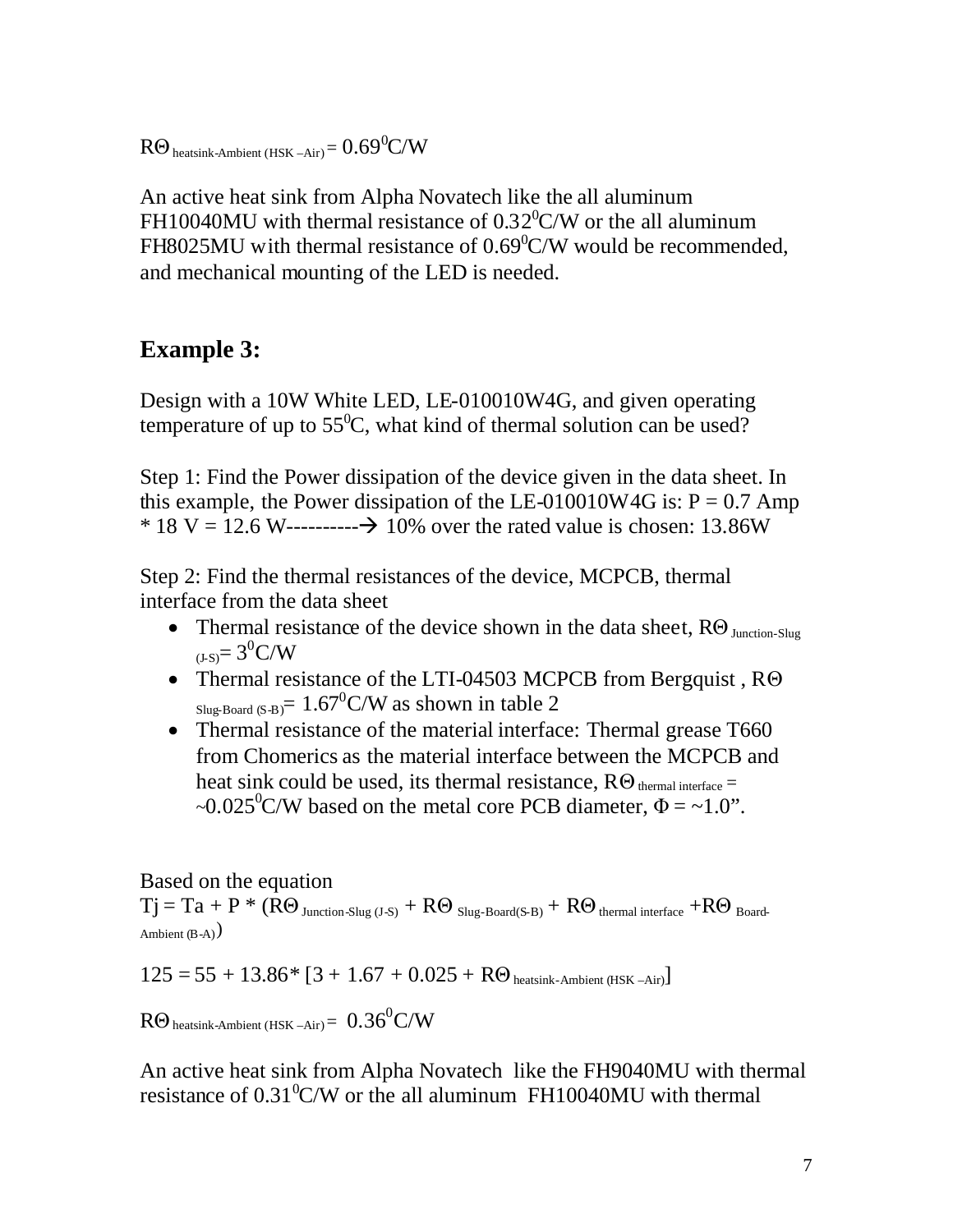$R\Theta_{\text{heatsink-Ambient (HSK – Air)}} = 0.69^0C/W$

An active heat sink from Alpha Novatech like the all aluminum FH10040MU with thermal resistance of $0.32^0C/W$ or the all aluminum FH8025MU with thermal resistance of $0.69^0C/W$ would be recommended, and mechanical mounting of the LED is needed.

## Example 3:

Design with a 10W White LED, LE-010010W4G, and given operating temperature of up to $55^0C$, what kind of thermal solution can be used?

Step 1: Find the Power dissipation of the device given in the data sheet. In this example, the Power dissipation of the LE-010010W4G is: P = 0.7 Amp * 18 V = 12.6 W----------→ 10% over the rated value is chosen: 13.86W

Step 2: Find the thermal resistances of the device, MCPCB, thermal interface from the data sheet

- Thermal resistance of the device shown in the data sheet, $R\Theta_{\text{Junction-Slug (J-S)}} = 3^0C/W$
- Thermal resistance of the LTI-04503 MCPCB from Bergquist , $R\Theta_{\text{Slug-Board (S-B)}} = 1.67^0C/W$ as shown in table 2
- Thermal resistance of the material interface: Thermal grease T660 from Chomerics as the material interface between the MCPCB and heat sink could be used, its thermal resistance, $R\Theta_{\text{thermal interface}} = \sim 0.025^0C/W$ based on the metal core PCB diameter, $\Phi = \sim 1.0$".

Based on the equation

$$T_j = T_a + P * (R\Theta_{\text{Junction-Slug (J-S)}} + R\Theta_{\text{Slug-Board(S-B)}} + R\Theta_{\text{thermal interface}} + R\Theta_{\text{Board-Ambient (B-A)}})$$

$$125 = 55 + 13.86 * [3 + 1.67 + 0.025 + R\Theta_{\text{heatsink-Ambient (HSK – Air)}}]$$

$$R\Theta_{\text{heatsink-Ambient (HSK – Air)}} = 0.36^0C/W$$

An active heat sink from Alpha Novatech like the FH9040MU with thermal resistance of $0.31^0C/W$ or the all aluminum FH10040MU with thermal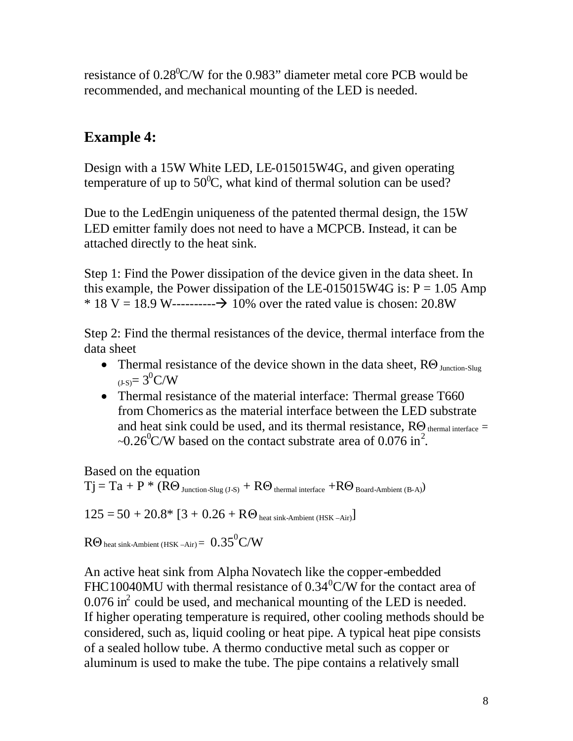resistance of $0.28^0C/W$ for the 0.983" diameter metal core PCB would be recommended, and mechanical mounting of the LED is needed.

## Example 4:

Design with a 15W White LED, LE-015015W4G, and given operating temperature of up to $50^0C$, what kind of thermal solution can be used?

Due to the LedEngin uniqueness of the patented thermal design, the 15W LED emitter family does not need to have a MCPCB. Instead, it can be attached directly to the heat sink.

Step 1: Find the Power dissipation of the device given in the data sheet. In this example, the Power dissipation of the LE-015015W4G is: P = 1.05 Amp * 18 V = 18.9 W----------→ 10% over the rated value is chosen: 20.8W

Step 2: Find the thermal resistances of the device, thermal interface from the data sheet

- Thermal resistance of the device shown in the data sheet, $R\Theta_{\text{Junction-Slug (J-S)}} = 3^0C/W$
- Thermal resistance of the material interface: Thermal grease T660 from Chomerics as the material interface between the LED substrate and heat sink could be used, and its thermal resistance, $R\Theta_{\text{thermal interface}} = \sim 0.26^0C/W$ based on the contact substrate area of 0.076 $in^2$.

Based on the equation

$$Tj = Ta + P * (R\Theta_{\text{Junction-Slug (J-S)}} + R\Theta_{\text{thermal interface}} + R\Theta_{\text{Board-Ambient (B-A)}})$$

$$125 = 50 + 20.8 * [3 + 0.26 + R\Theta_{\text{heat sink-Ambient (HSK –Air)}}]$$

$$R\Theta_{\text{heat sink-Ambient (HSK –Air)}} = 0.35^0C/W$$

An active heat sink from Alpha Novatech like the copper-embedded FHC10040MU with thermal resistance of $0.34^0C/W$ for the contact area of 0.076 $in^2$ could be used, and mechanical mounting of the LED is needed. If higher operating temperature is required, other cooling methods should be considered, such as, liquid cooling or heat pipe. A typical heat pipe consists of a sealed hollow tube. A thermo conductive metal such as copper or aluminum is used to make the tube. The pipe contains a relatively small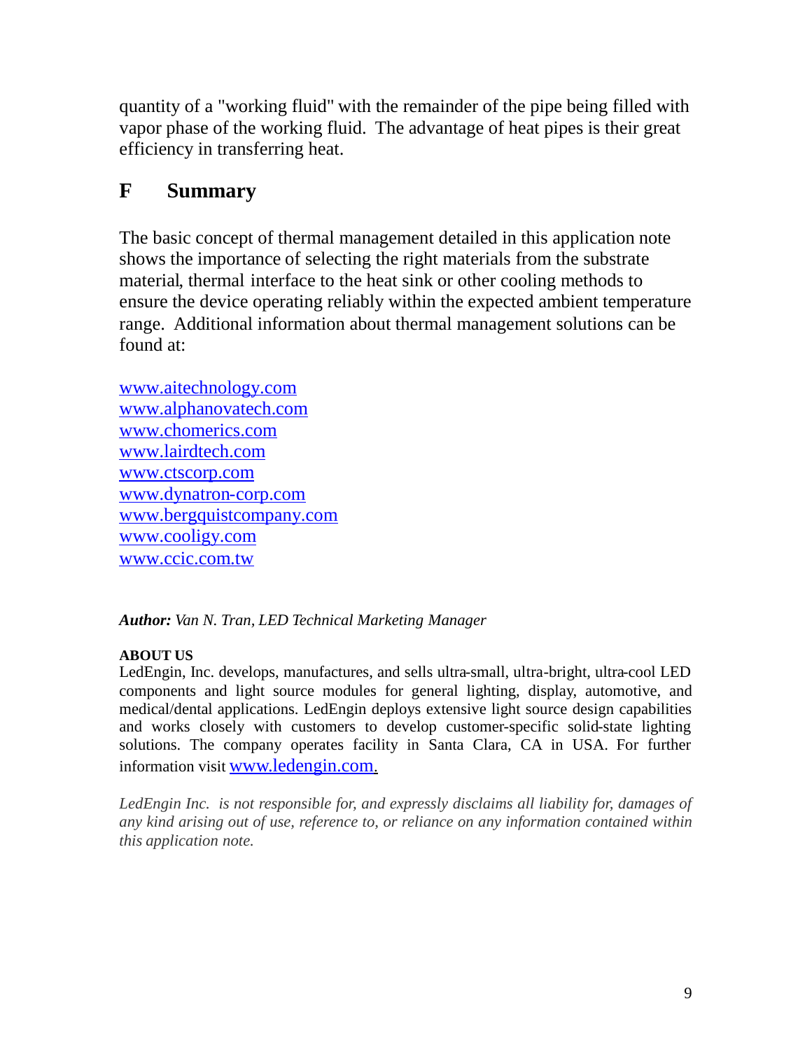quantity of a "working fluid" with the remainder of the pipe being filled with vapor phase of the working fluid. The advantage of heat pipes is their great efficiency in transferring heat.

## F Summary

The basic concept of thermal management detailed in this application note shows the importance of selecting the right materials from the substrate material, thermal interface to the heat sink or other cooling methods to ensure the device operating reliably within the expected ambient temperature range. Additional information about thermal management solutions can be found at:

www.aitechnology.com
www.alphanovatech.com
www.chomerics.com
www.lairdtech.com
www.ctscorp.com
www.dynatron-corp.com
www.bergquistcompany.com
www.cooligy.com
www.ccic.com.tw

***Author:*** *Van N. Tran, LED Technical Marketing Manager*

**ABOUT US**

LedEngin, Inc. develops, manufactures, and sells ultra-small, ultra-bright, ultra-cool LED components and light source modules for general lighting, display, automotive, and medical/dental applications. LedEngin deploys extensive light source design capabilities and works closely with customers to develop customer-specific solid-state lighting solutions. The company operates facility in Santa Clara, CA in USA. For further information visit www.ledengin.com.

*LedEngin Inc. is not responsible for, and expressly disclaims all liability for, damages of any kind arising out of use, reference to, or reliance on any information contained within this application note.*